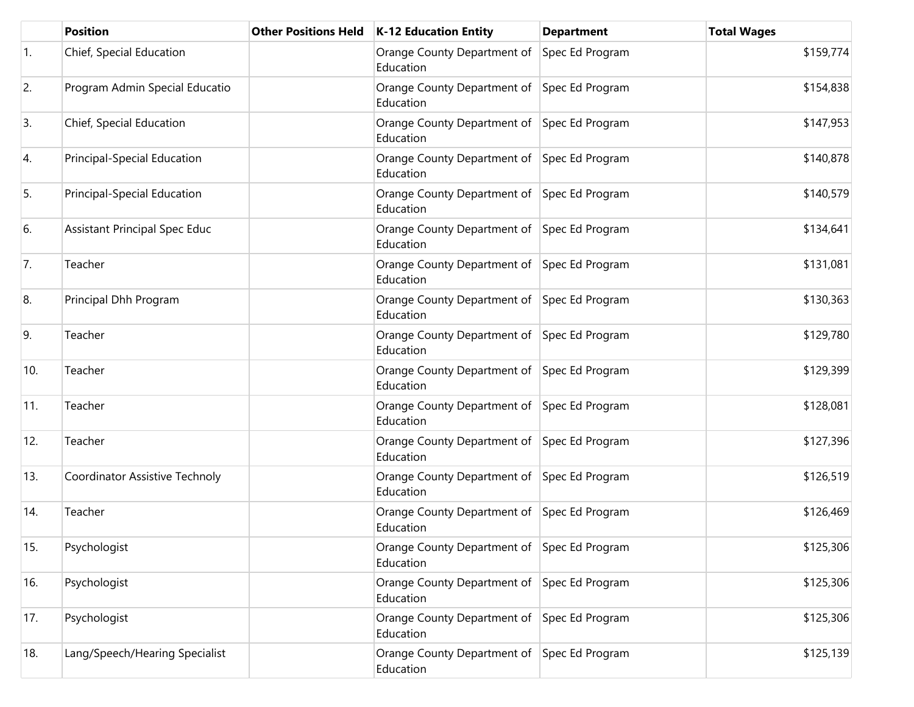| | Position | Other Positions Held | K-12 Education Entity | Department | Total Wages |
|---|---|---|---|---|---|
| 1. | Chief, Special Education | | Orange County Department of Education | Spec Ed Program | $159,774 |
| 2. | Program Admin Special Educatio | | Orange County Department of Education | Spec Ed Program | $154,838 |
| 3. | Chief, Special Education | | Orange County Department of Education | Spec Ed Program | $147,953 |
| 4. | Principal-Special Education | | Orange County Department of Education | Spec Ed Program | $140,878 |
| 5. | Principal-Special Education | | Orange County Department of Education | Spec Ed Program | $140,579 |
| 6. | Assistant Principal Spec Educ | | Orange County Department of Education | Spec Ed Program | $134,641 |
| 7. | Teacher | | Orange County Department of Education | Spec Ed Program | $131,081 |
| 8. | Principal Dhh Program | | Orange County Department of Education | Spec Ed Program | $130,363 |
| 9. | Teacher | | Orange County Department of Education | Spec Ed Program | $129,780 |
| 10. | Teacher | | Orange County Department of Education | Spec Ed Program | $129,399 |
| 11. | Teacher | | Orange County Department of Education | Spec Ed Program | $128,081 |
| 12. | Teacher | | Orange County Department of Education | Spec Ed Program | $127,396 |
| 13. | Coordinator Assistive Technoly | | Orange County Department of Education | Spec Ed Program | $126,519 |
| 14. | Teacher | | Orange County Department of Education | Spec Ed Program | $126,469 |
| 15. | Psychologist | | Orange County Department of Education | Spec Ed Program | $125,306 |
| 16. | Psychologist | | Orange County Department of Education | Spec Ed Program | $125,306 |
| 17. | Psychologist | | Orange County Department of Education | Spec Ed Program | $125,306 |
| 18. | Lang/Speech/Hearing Specialist | | Orange County Department of Education | Spec Ed Program | $125,139 |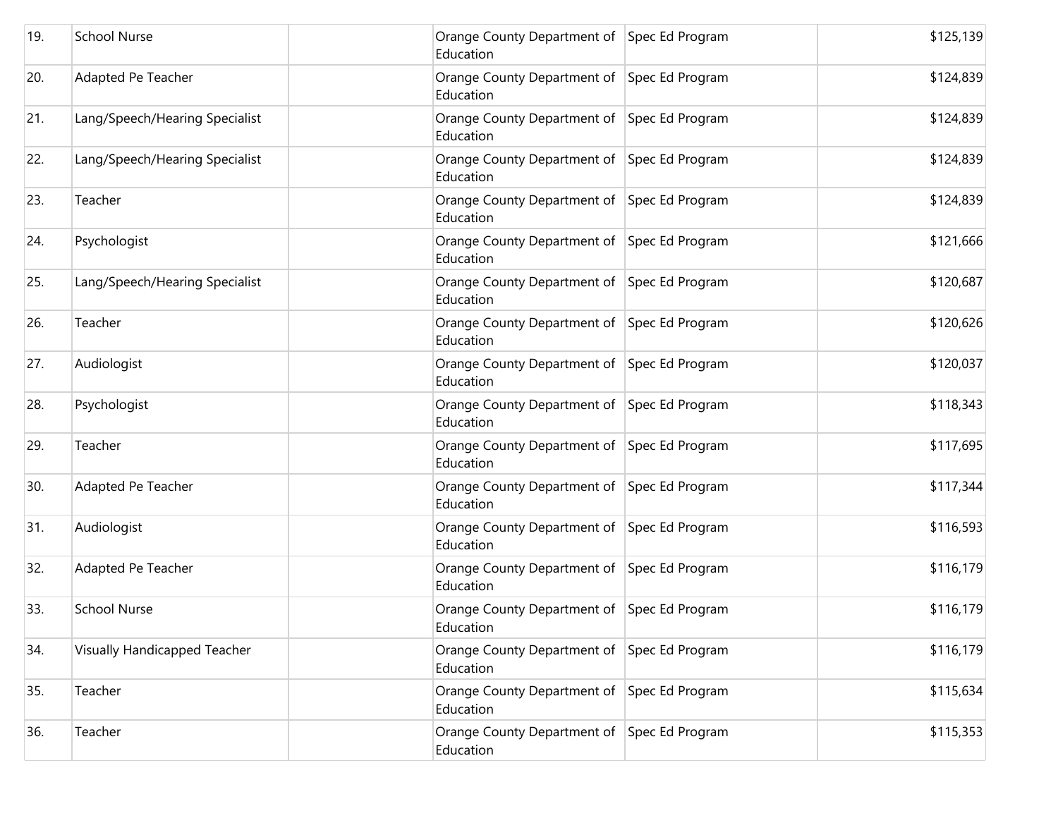| | | | | | |
|---|---|---|---|---|---|
| 19. | School Nurse | | Orange County Department of Education | Spec Ed Program | $125,139 |
| 20. | Adapted Pe Teacher | | Orange County Department of Education | Spec Ed Program | $124,839 |
| 21. | Lang/Speech/Hearing Specialist | | Orange County Department of Education | Spec Ed Program | $124,839 |
| 22. | Lang/Speech/Hearing Specialist | | Orange County Department of Education | Spec Ed Program | $124,839 |
| 23. | Teacher | | Orange County Department of Education | Spec Ed Program | $124,839 |
| 24. | Psychologist | | Orange County Department of Education | Spec Ed Program | $121,666 |
| 25. | Lang/Speech/Hearing Specialist | | Orange County Department of Education | Spec Ed Program | $120,687 |
| 26. | Teacher | | Orange County Department of Education | Spec Ed Program | $120,626 |
| 27. | Audiologist | | Orange County Department of Education | Spec Ed Program | $120,037 |
| 28. | Psychologist | | Orange County Department of Education | Spec Ed Program | $118,343 |
| 29. | Teacher | | Orange County Department of Education | Spec Ed Program | $117,695 |
| 30. | Adapted Pe Teacher | | Orange County Department of Education | Spec Ed Program | $117,344 |
| 31. | Audiologist | | Orange County Department of Education | Spec Ed Program | $116,593 |
| 32. | Adapted Pe Teacher | | Orange County Department of Education | Spec Ed Program | $116,179 |
| 33. | School Nurse | | Orange County Department of Education | Spec Ed Program | $116,179 |
| 34. | Visually Handicapped Teacher | | Orange County Department of Education | Spec Ed Program | $116,179 |
| 35. | Teacher | | Orange County Department of Education | Spec Ed Program | $115,634 |
| 36. | Teacher | | Orange County Department of Education | Spec Ed Program | $115,353 |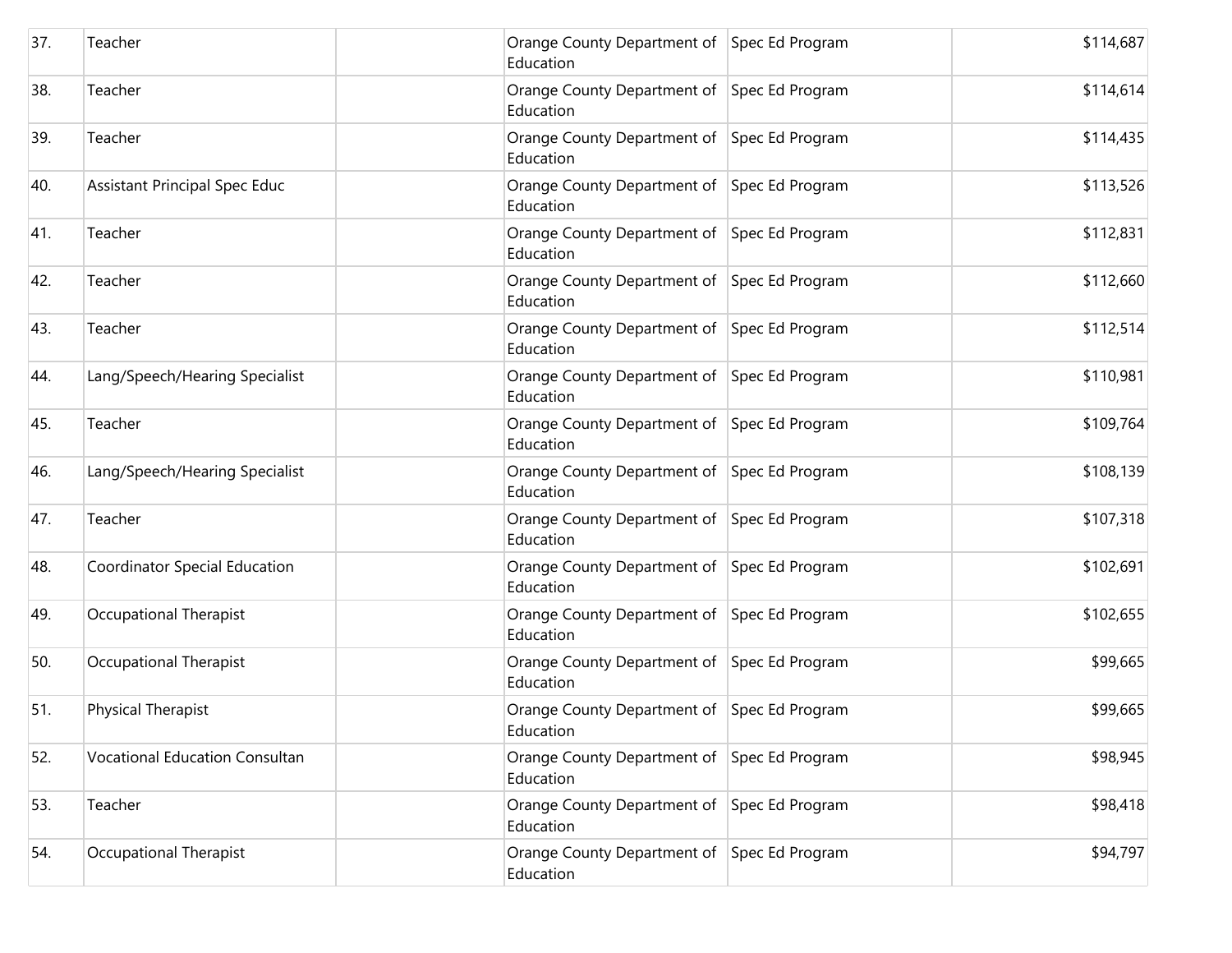| | | | | | |
|---|---|---|---|---|---|
| 37. | Teacher | | Orange County Department of Education | Spec Ed Program | $114,687 |
| 38. | Teacher | | Orange County Department of Education | Spec Ed Program | $114,614 |
| 39. | Teacher | | Orange County Department of Education | Spec Ed Program | $114,435 |
| 40. | Assistant Principal Spec Educ | | Orange County Department of Education | Spec Ed Program | $113,526 |
| 41. | Teacher | | Orange County Department of Education | Spec Ed Program | $112,831 |
| 42. | Teacher | | Orange County Department of Education | Spec Ed Program | $112,660 |
| 43. | Teacher | | Orange County Department of Education | Spec Ed Program | $112,514 |
| 44. | Lang/Speech/Hearing Specialist | | Orange County Department of Education | Spec Ed Program | $110,981 |
| 45. | Teacher | | Orange County Department of Education | Spec Ed Program | $109,764 |
| 46. | Lang/Speech/Hearing Specialist | | Orange County Department of Education | Spec Ed Program | $108,139 |
| 47. | Teacher | | Orange County Department of Education | Spec Ed Program | $107,318 |
| 48. | Coordinator Special Education | | Orange County Department of Education | Spec Ed Program | $102,691 |
| 49. | Occupational Therapist | | Orange County Department of Education | Spec Ed Program | $102,655 |
| 50. | Occupational Therapist | | Orange County Department of Education | Spec Ed Program | $99,665 |
| 51. | Physical Therapist | | Orange County Department of Education | Spec Ed Program | $99,665 |
| 52. | Vocational Education Consultan | | Orange County Department of Education | Spec Ed Program | $98,945 |
| 53. | Teacher | | Orange County Department of Education | Spec Ed Program | $98,418 |
| 54. | Occupational Therapist | | Orange County Department of Education | Spec Ed Program | $94,797 |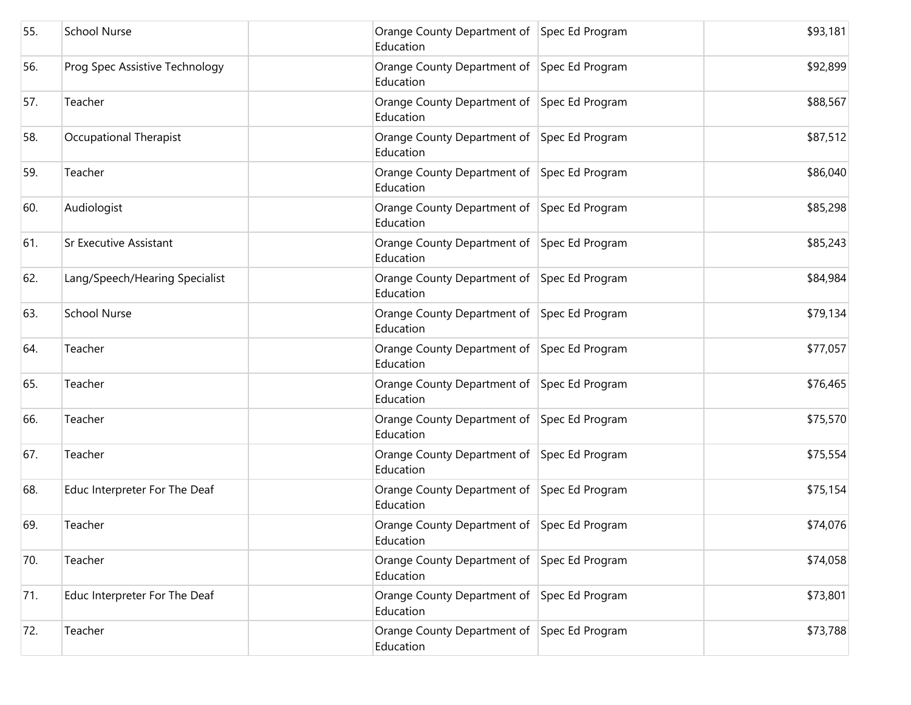| 55. | School Nurse | | Orange County Department of Education | Spec Ed Program | $93,181 |
|---|---|---|---|---|---|
| 56. | Prog Spec Assistive Technology | | Orange County Department of Education | Spec Ed Program | $92,899 |
| 57. | Teacher | | Orange County Department of Education | Spec Ed Program | $88,567 |
| 58. | Occupational Therapist | | Orange County Department of Education | Spec Ed Program | $87,512 |
| 59. | Teacher | | Orange County Department of Education | Spec Ed Program | $86,040 |
| 60. | Audiologist | | Orange County Department of Education | Spec Ed Program | $85,298 |
| 61. | Sr Executive Assistant | | Orange County Department of Education | Spec Ed Program | $85,243 |
| 62. | Lang/Speech/Hearing Specialist | | Orange County Department of Education | Spec Ed Program | $84,984 |
| 63. | School Nurse | | Orange County Department of Education | Spec Ed Program | $79,134 |
| 64. | Teacher | | Orange County Department of Education | Spec Ed Program | $77,057 |
| 65. | Teacher | | Orange County Department of Education | Spec Ed Program | $76,465 |
| 66. | Teacher | | Orange County Department of Education | Spec Ed Program | $75,570 |
| 67. | Teacher | | Orange County Department of Education | Spec Ed Program | $75,554 |
| 68. | Educ Interpreter For The Deaf | | Orange County Department of Education | Spec Ed Program | $75,154 |
| 69. | Teacher | | Orange County Department of Education | Spec Ed Program | $74,076 |
| 70. | Teacher | | Orange County Department of Education | Spec Ed Program | $74,058 |
| 71. | Educ Interpreter For The Deaf | | Orange County Department of Education | Spec Ed Program | $73,801 |
| 72. | Teacher | | Orange County Department of Education | Spec Ed Program | $73,788 |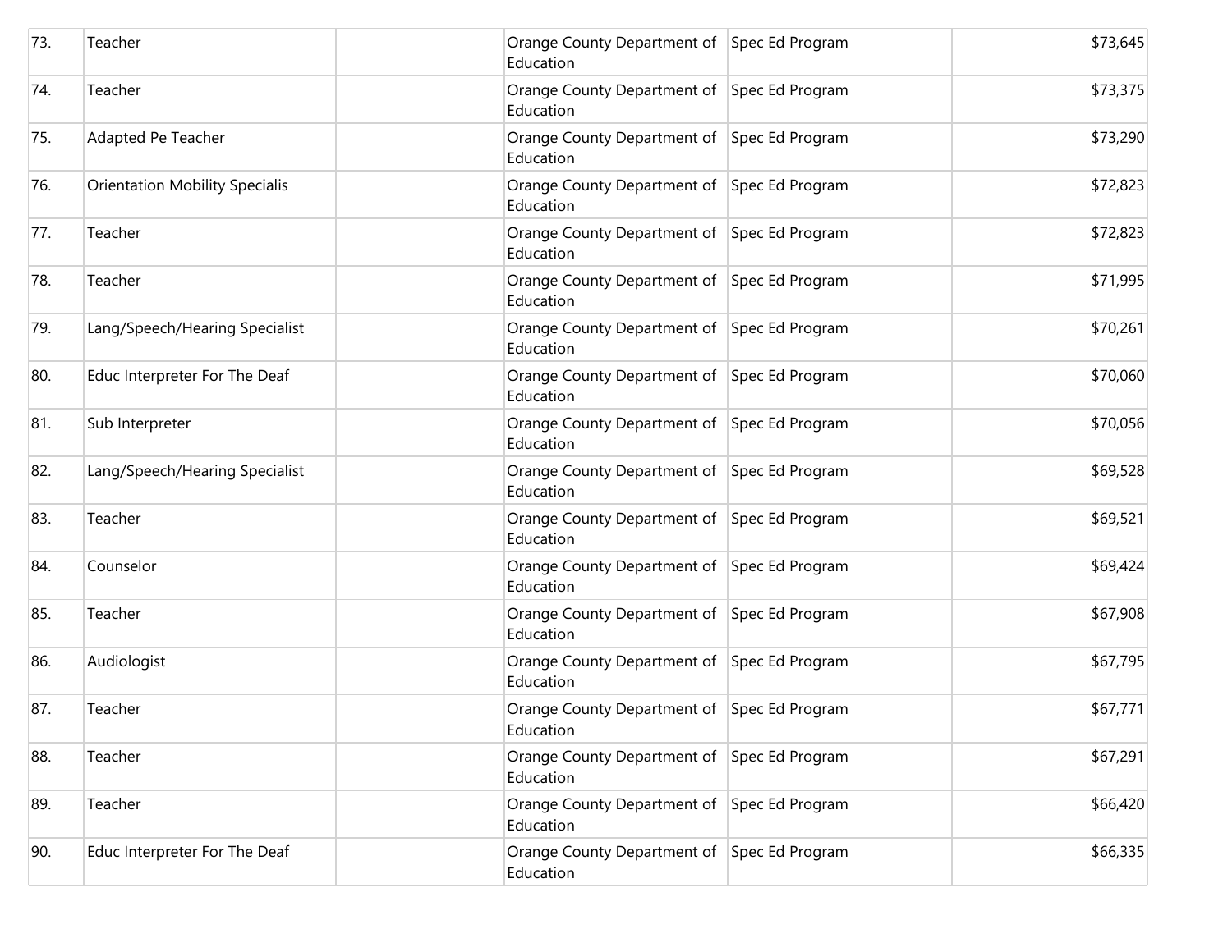| | | | | | |
|---|---|---|---|---|---|
| 73. | Teacher | | Orange County Department of Education | Spec Ed Program | $73,645 |
| 74. | Teacher | | Orange County Department of Education | Spec Ed Program | $73,375 |
| 75. | Adapted Pe Teacher | | Orange County Department of Education | Spec Ed Program | $73,290 |
| 76. | Orientation Mobility Specialis | | Orange County Department of Education | Spec Ed Program | $72,823 |
| 77. | Teacher | | Orange County Department of Education | Spec Ed Program | $72,823 |
| 78. | Teacher | | Orange County Department of Education | Spec Ed Program | $71,995 |
| 79. | Lang/Speech/Hearing Specialist | | Orange County Department of Education | Spec Ed Program | $70,261 |
| 80. | Educ Interpreter For The Deaf | | Orange County Department of Education | Spec Ed Program | $70,060 |
| 81. | Sub Interpreter | | Orange County Department of Education | Spec Ed Program | $70,056 |
| 82. | Lang/Speech/Hearing Specialist | | Orange County Department of Education | Spec Ed Program | $69,528 |
| 83. | Teacher | | Orange County Department of Education | Spec Ed Program | $69,521 |
| 84. | Counselor | | Orange County Department of Education | Spec Ed Program | $69,424 |
| 85. | Teacher | | Orange County Department of Education | Spec Ed Program | $67,908 |
| 86. | Audiologist | | Orange County Department of Education | Spec Ed Program | $67,795 |
| 87. | Teacher | | Orange County Department of Education | Spec Ed Program | $67,771 |
| 88. | Teacher | | Orange County Department of Education | Spec Ed Program | $67,291 |
| 89. | Teacher | | Orange County Department of Education | Spec Ed Program | $66,420 |
| 90. | Educ Interpreter For The Deaf | | Orange County Department of Education | Spec Ed Program | $66,335 |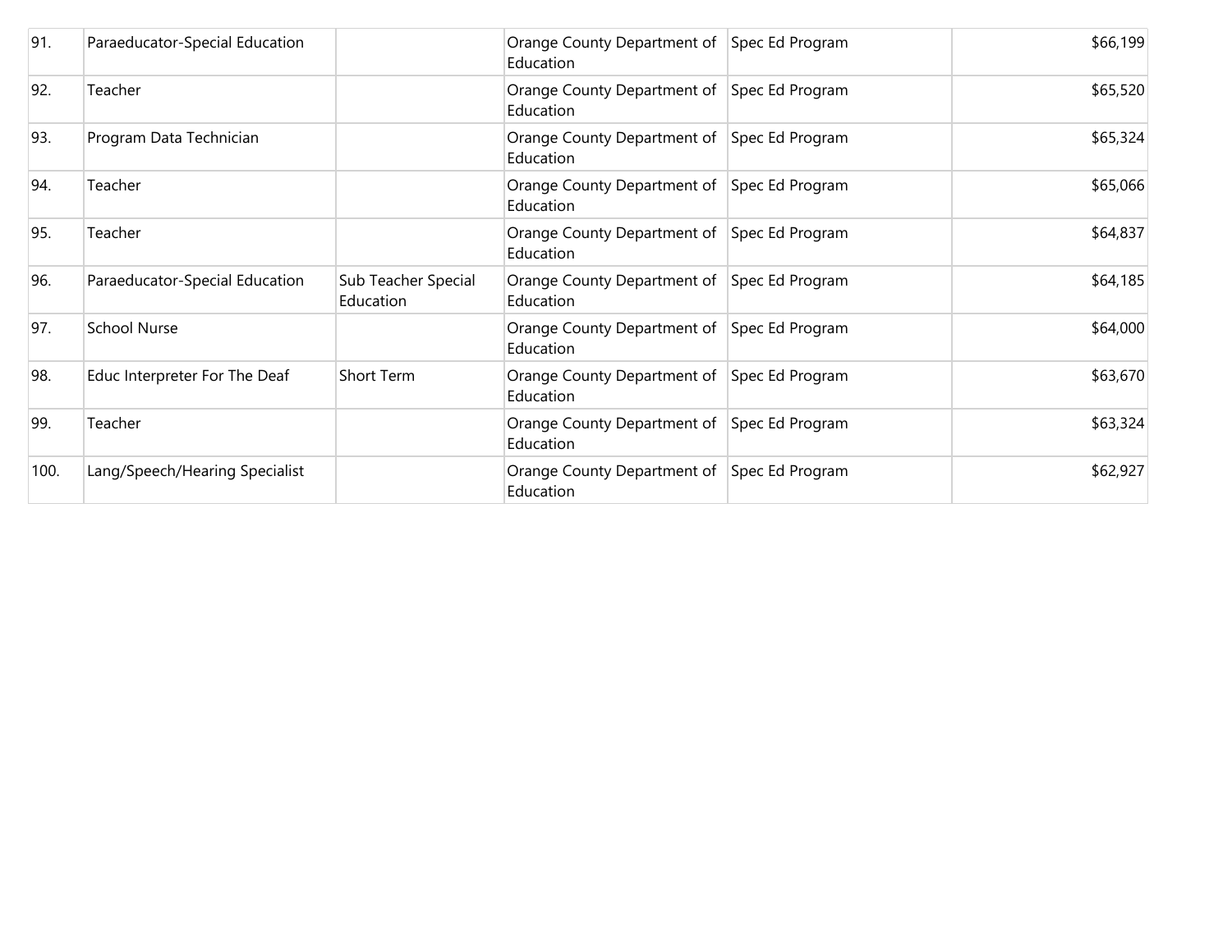| | | | | | |
|---|---|---|---|---|---|
| 91. | Paraeducator-Special Education | | Orange County Department of Education | Spec Ed Program | $66,199 |
| 92. | Teacher | | Orange County Department of Education | Spec Ed Program | $65,520 |
| 93. | Program Data Technician | | Orange County Department of Education | Spec Ed Program | $65,324 |
| 94. | Teacher | | Orange County Department of Education | Spec Ed Program | $65,066 |
| 95. | Teacher | | Orange County Department of Education | Spec Ed Program | $64,837 |
| 96. | Paraeducator-Special Education | Sub Teacher Special Education | Orange County Department of Education | Spec Ed Program | $64,185 |
| 97. | School Nurse | | Orange County Department of Education | Spec Ed Program | $64,000 |
| 98. | Educ Interpreter For The Deaf | Short Term | Orange County Department of Education | Spec Ed Program | $63,670 |
| 99. | Teacher | | Orange County Department of Education | Spec Ed Program | $63,324 |
| 100. | Lang/Speech/Hearing Specialist | | Orange County Department of Education | Spec Ed Program | $62,927 |